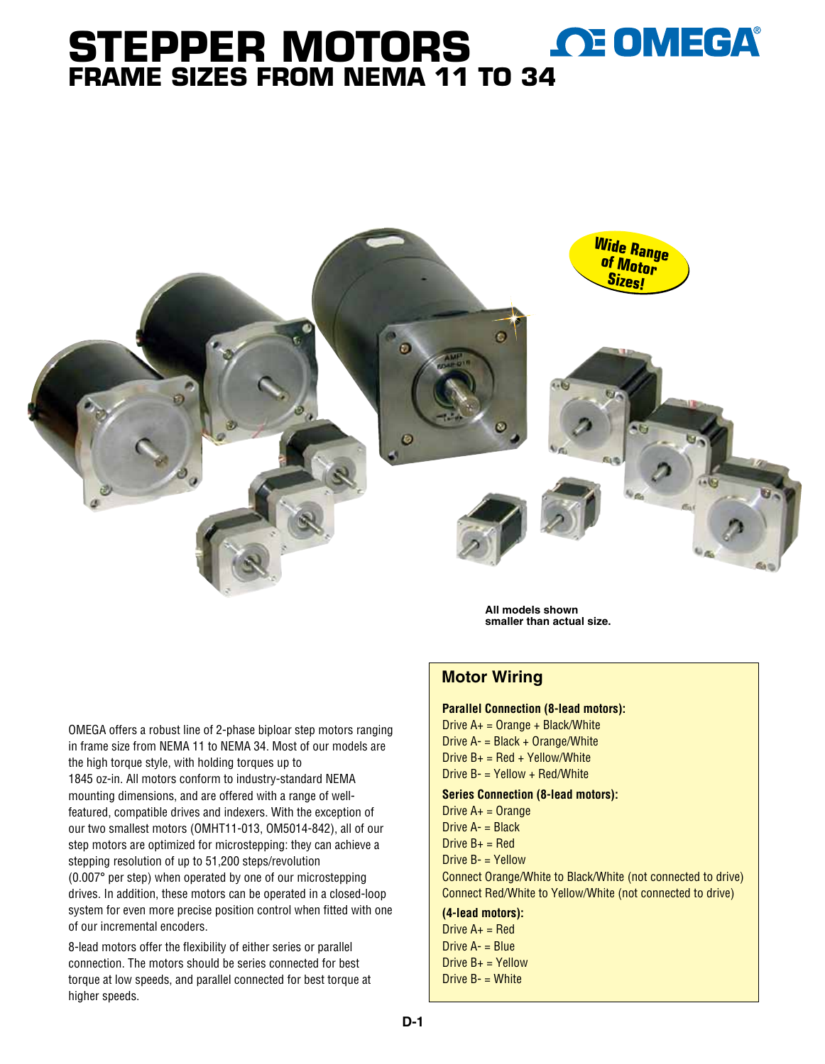# STEPPER MOTORS

## FRAME SIZES FROM NEMA 11 TO 34

Wide Range of Motor Sizes!

All models shown smaller than actual size.

OMEGA offers a robust line of 2-phase biploar step motors ranging in frame size from NEMA 11 to NEMA 34. Most of our models are the high torque style, with holding torques up to 1845 oz-in. All motors conform to industry-standard NEMA mounting dimensions, and are offered with a range of well-featured, compatible drives and indexers. With the exception of our two smallest motors (OMHT11-013, OM5014-842), all of our step motors are optimized for microstepping: they can achieve a stepping resolution of up to 51,200 steps/revolution (0.007° per step) when operated by one of our microstepping drives. In addition, these motors can be operated in a closed-loop system for even more precise position control when fitted with one of our incremental encoders.

8-lead motors offer the flexibility of either series or parallel connection. The motors should be series connected for best torque at low speeds, and parallel connected for best torque at higher speeds.

### Motor Wiring

**Parallel Connection (8-lead motors):**

Drive A+ = Orange + Black/White
Drive A- = Black + Orange/White
Drive B+ = Red + Yellow/White
Drive B- = Yellow + Red/White

**Series Connection (8-lead motors):**

Drive A+ = Orange
Drive A- = Black
Drive B+ = Red
Drive B- = Yellow
Connect Orange/White to Black/White (not connected to drive)
Connect Red/White to Yellow/White (not connected to drive)

**(4-lead motors):**

Drive A+ = Red
Drive A- = Blue
Drive B+ = Yellow
Drive B- = White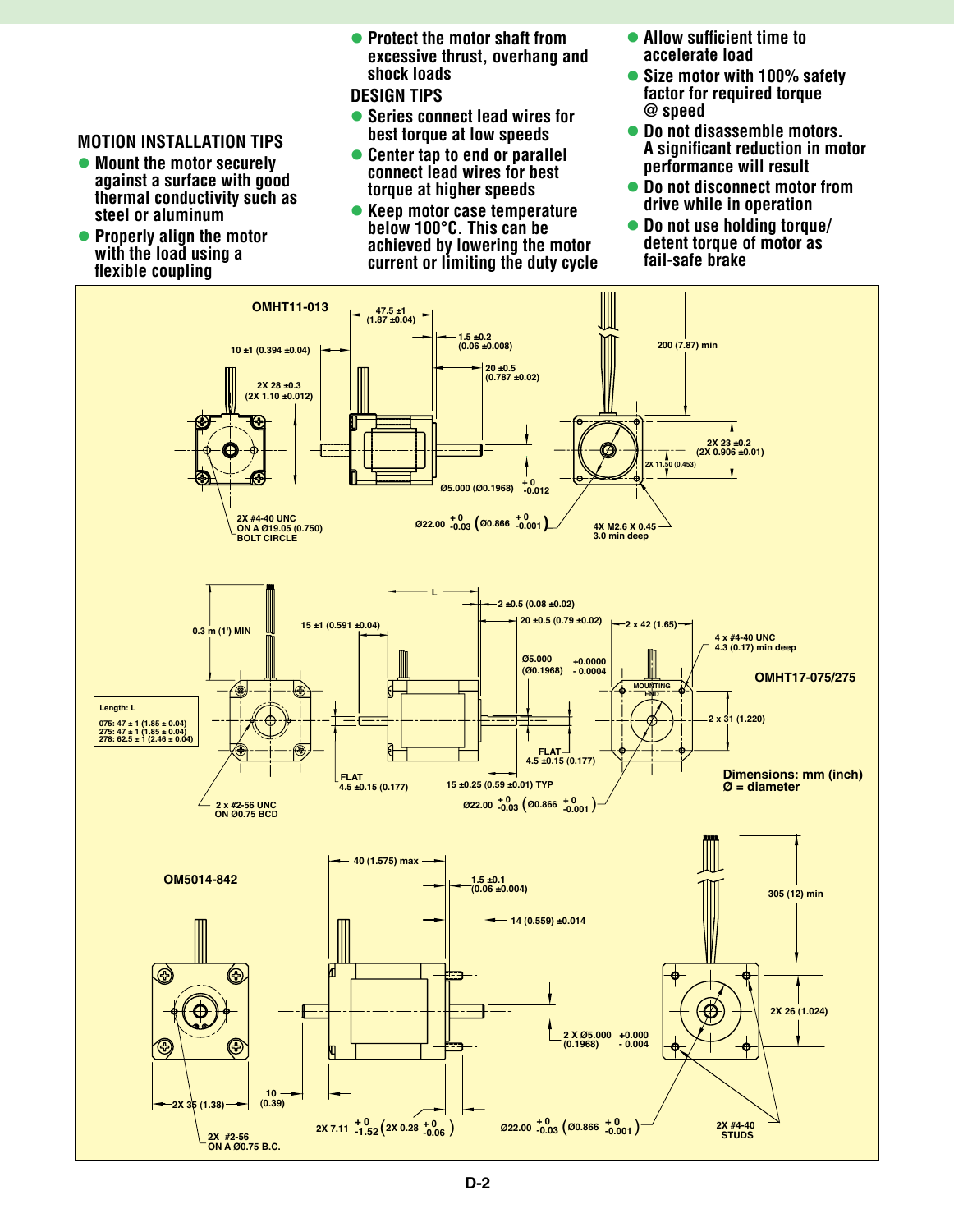## MOTION INSTALLATION TIPS

- Mount the motor securely against a surface with good thermal conductivity such as steel or aluminum
- Properly align the motor with the load using a flexible coupling
- Protect the motor shaft from excessive thrust, overhang and shock loads

## DESIGN TIPS

- Series connect lead wires for best torque at low speeds
- Center tap to end or parallel connect lead wires for best torque at higher speeds
- Keep motor case temperature below 100°C. This can be achieved by lowering the motor current or limiting the duty cycle
- Allow sufficient time to accelerate load
- Size motor with 100% safety factor for required torque @ speed
- Do not disassemble motors. A significant reduction in motor performance will result
- Do not disconnect motor from drive while in operation
- Do not use holding torque/detent torque of motor as fail-safe brake

### OMHT11-013

47.5 ±1 (1.87 ±0.04)
1.5 ±0.2 (0.06 ±0.008)
10 ±1 (0.394 ±0.04)
20 ±0.5 (0.787 ±0.02)
200 (7.87) min
2X 28 ±0.3 (2X 1.10 ±0.012)
2X 23 ±0.2 (2X 0.906 ±0.01)
2X 11.50 (0.453)
Ø5.000 (Ø0.1968) +0 -0.012
2X #4-40 UNC ON A Ø19.05 (0.750) BOLT CIRCLE
Ø22.00 +0 -0.03 (Ø0.866 +0 -0.001)
4X M2.6 X 0.45 3.0 min deep

### OMHT17-075/275

L
2 ±0.5 (0.08 ±0.02)
20 ±0.5 (0.79 ±0.02)
2 x 42 (1.65)
0.3 m (1') MIN
15 ±1 (0.591 ±0.04)
4 x #4-40 UNC 4.3 (0.17) min deep
Ø5.000 (Ø0.1968) +0.0000 -0.0004
MOUNTING END
2 x 31 (1.220)

| Length: L |
|---|
| 075: 47 ± 1 (1.85 ± 0.04) |
| 275: 47 ± 1 (1.85 ± 0.04) |
| 278: 62.5 ± 1 (2.46 ± 0.04) |

FLAT 4.5 ±0.15 (0.177)
FLAT 4.5 ±0.15 (0.177)
15 ±0.25 (0.59 ±0.01) TYP
2 x #2-56 UNC ON Ø0.75 BCD
Ø22.00 +0 -0.03 (Ø0.866 +0 -0.001)

**Dimensions: mm (inch)**
**Ø = diameter**

### OM5014-842

40 (1.575) max
1.5 ±0.1 (0.06 ±0.004)
14 (0.559) ±0.014
305 (12) min
2X 26 (1.024)
2 X Ø5.000 +0.000 -0.004 (0.1968)
2X 35 (1.38)
10 (0.39)
2X #2-56 ON A Ø0.75 B.C.
2X 7.11 +0 -1.52 (2X 0.28 +0 -0.06)
Ø22.00 +0 -0.03 (Ø0.866 +0 -0.001)
2X #4-40 STUDS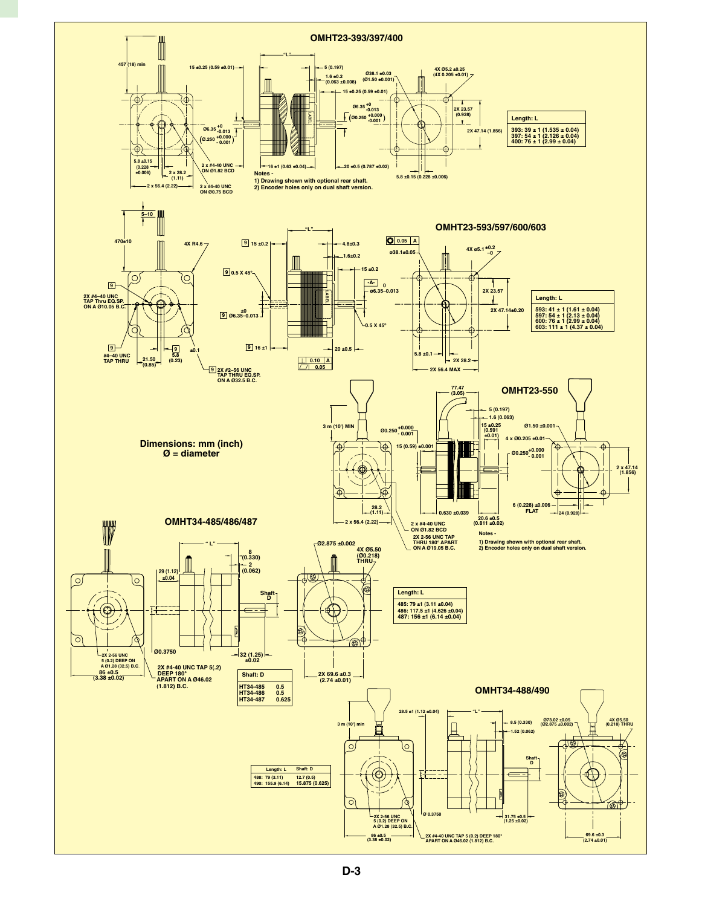## OMHT23-393/397/400

457 (18) min

15 ±0.25 (0.59 ±0.01)

"L"

5 (0.197)

1.6 ±0.2 (0.063 ±0.008)

Ø38.1 ±0.03 (Ø1.50 ±0.001)

4X Ø5.2 ±0.25 (4X 0.205 ±0.01)

15 ±0.25 (0.59 ±0.01)

Ø6.35 +0 -0.013 (Ø0.250 +0.000 -0.001)

2X 23.57 (0.928)

2X 47.14 (1.856)

| Length: L |
| --- |
| 393: 39 ± 1 (1.535 ± 0.04) |
| 397: 54 ± 1 (2.126 ± 0.04) |
| 400: 76 ± 1 (2.99 ± 0.04) |

5.8 ±0.15 (0.228 ±0.006)

2 x 28.2 (1.11)

2 x 56.4 (2.22)

2 x #4-40 UNC ON Ø1.82 BCD

2 x #4-40 UNC ON Ø0.75 BCD

16 ±1 (0.63 ±0.04)

20 ±0.5 (0.787 ±0.02)

5.8 ±0.15 (0.228 ±0.006)

Notes -
1) Drawing shown with optional rear shaft.
2) Encoder holes only on dual shaft version.

## OMHT23-593/597/600/603

5–10

470±10

4X R4.6

"L"

15 ±0.2

4.8±0.3

1.6±0.2

15 ±0.2

0.5 X 45°

0.05 A

ø38.1±0.05

4X ø5.1 +0.2 −0

-A- 0 ø6.35–0.013

2X #4–40 UNC TAP Thru EQ.SP. ON A Ø10.05 B.C.

±0 Ø6.35–0.013

0.5 X 45°

2X 23.57

2X 47.14±0.20

| Length: L |
| --- |
| 593: 41 ± 1 (1.61 ± 0.04) |
| 597: 54 ± 1 (2.13 ± 0.04) |
| 600: 76 ± 1 (2.99 ± 0.04) |
| 603: 111 ± 1 (4.37 ± 0.04) |

#4–40 UNC TAP THRU

21.50 (0.85)

5.8 (0.23)

±0.1

16 ±1

20 ±0.5

0.10 A

0.05

5.8 ±0.1

2X 28.2

2X 56.4 MAX

2X #2–56 UNC TAP THRU EQ.SP. ON A Ø32.5 B.C.

## OMHT23-550

77.47 (3.05)

5 (0.197)

1.6 (0.063)

3 m (10') MIN

Ø0.250 +0.000 - 0.001

15 ±0.25 (0.591 ±0.01)

Ø1.50 ±0.001

4 x Ø0.205 ±0.01

15 (0.59) ±0.001

Ø0.250 +0.000 - 0.001

2 x 47.14 (1.856)

**Dimensions: mm (inch)**
**Ø = diameter**

28.2 (1.11)

2 x 56.4 (2.22)

0.630 ±0.039

20.6 ±0.5 (0.811 ±0.02)

6 (0.228) ±0.006 FLAT

24 (0.928)

2 x #4-40 UNC ON Ø1.82 BCD

2X 2-56 UNC TAP THRU 180° APART ON A Ø19.05 B.C.

Notes -
1) Drawing shown with optional rear shaft.
2) Encoder holes only on dual shaft version.

## OMHT34-485/486/487

" L"

8 (0.330)

2 (0.062)

Ø2.875 ±0.002

4X Ø5.50 (Ø0.218) THRU

29 (1.12) ±0.04

Shaft D

| Length: L |
| --- |
| 485: 79 ±1 (3.11 ±0.04) |
| 486: 117.5 ±1 (4.626 ±0.04) |
| 487: 156 ±1 (6.14 ±0.04) |

Ø0.3750

2X 2-56 UNC 5 (0.2) DEEP ON A Ø1.28 (32.5) B.C.

86 ±0.5 (3.38 ±0.02)

2X #4-40 UNC TAP 5(.2) DEEP 180° APART ON A Ø46.02 (1.812) B.C.

32 (1.25) ±0.02

| Shaft: D | |
| --- | --- |
| HT34-485 | 0.5 |
| HT34-486 | 0.5 |
| HT34-487 | 0.625 |

2X 69.6 ±0.3 (2.74 ±0.01)

## OMHT34-488/490

28.5 ±1 (1.12 ±0.04)

"L"

3 m (10') min

8.5 (0.330)

1.52 (0.062)

Ø73.02 ±0.05 (Ø2.875 ±0.002)

4X Ø5.50 (0.218) THRU

Shaft D

| Length: L | Shaft: D |
| --- | --- |
| 488: 79 (3.11) | 12.7 (0.5) |
| 490: 155.9 (6.14) | 15.875 (0.625) |

Ø 0.3750

2X 2-56 UNC 5 (0.2) DEEP ON A Ø1.28 (32.5) B.C.

86 ±0.5 (3.38 ±0.02)

2X #4-40 UNC TAP 5 (0.2) DEEP 180° APART ON A Ø46.02 (1.812) B.C.

31.75 ±0.5 (1.25 ±0.02)

69.6 ±0.3 (2.74 ±0.01)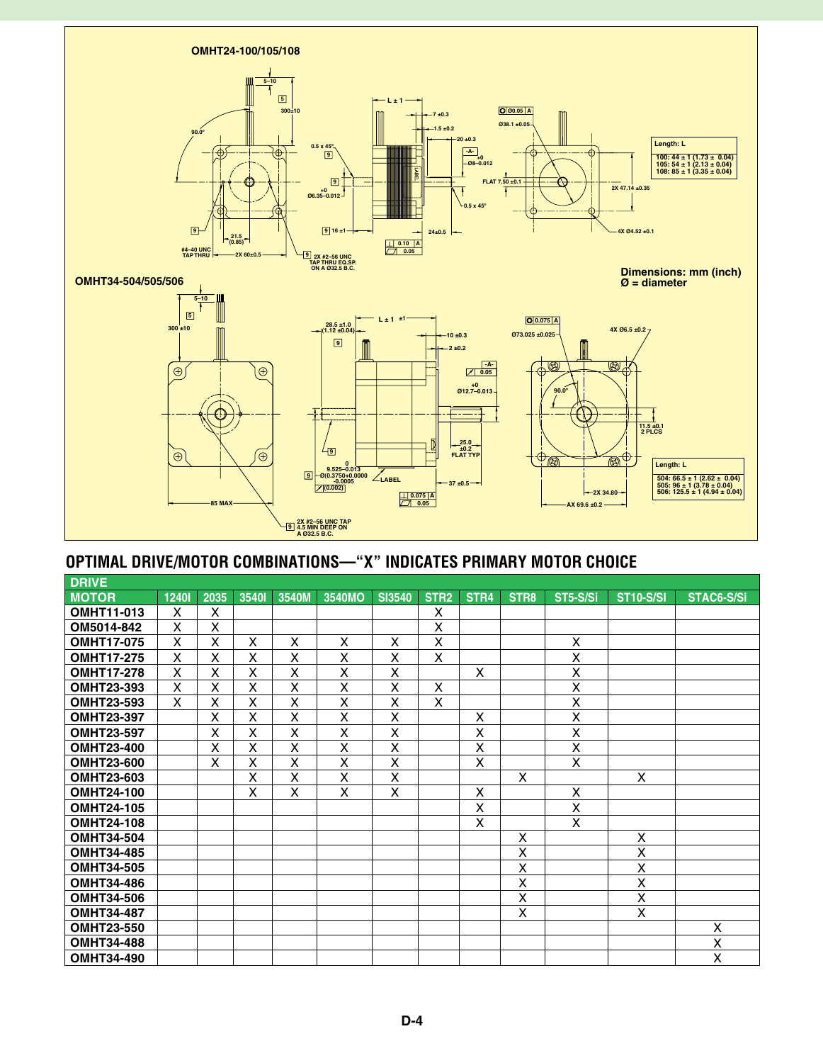## OMHT24-100/105/108

| Length: L |
|---|
| 100: 44 ± 1 (1.73 ± 0.04) |
| 105: 54 ± 1 (2.13 ± 0.04) |
| 108: 85 ± 1 (3.35 ± 0.04) |

## OMHT34-504/505/506

| Length: L |
|---|
| 504: 66.5 ± 1 (2.62 ± 0.04) |
| 505: 96 ± 1 (3.78 ± 0.04) |
| 506: 125.5 ± 1 (4.94 ± 0.04) |

**Dimensions: mm (inch)**
**Ø = diameter**

## OPTIMAL DRIVE/MOTOR COMBINATIONS—"X" INDICATES PRIMARY MOTOR CHOICE

| DRIVE / MOTOR | 1240I | 2035 | 3540I | 3540M | 3540MO | SI3540 | STR2 | STR4 | STR8 | ST5-S/Si | ST10-S/SI | STAC6-S/Si |
|---|---|---|---|---|---|---|---|---|---|---|---|---|
| OMHT11-013 | X | X | | | | | X | | | | | |
| OM5014-842 | X | X | | | | | X | | | | | |
| OMHT17-075 | X | X | X | X | X | X | X | | | X | | |
| OMHT17-275 | X | X | X | X | X | X | X | | | X | | |
| OMHT17-278 | X | X | X | X | X | X | | X | | X | | |
| OMHT23-393 | X | X | X | X | X | X | X | | | X | | |
| OMHT23-593 | X | X | X | X | X | X | X | | | X | | |
| OMHT23-397 | | X | X | X | X | X | | X | | X | | |
| OMHT23-597 | | X | X | X | X | X | | X | | X | | |
| OMHT23-400 | | X | X | X | X | X | | X | | X | | |
| OMHT23-600 | | X | X | X | X | X | | X | | X | | |
| OMHT23-603 | | | X | X | X | X | | | X | | X | |
| OMHT24-100 | | | X | X | X | X | | X | | X | | |
| OMHT24-105 | | | | | | | | X | | X | | |
| OMHT24-108 | | | | | | | | X | | X | | |
| OMHT34-504 | | | | | | | | | X | | X | |
| OMHT34-485 | | | | | | | | | X | | X | |
| OMHT34-505 | | | | | | | | | X | | X | |
| OMHT34-486 | | | | | | | | | X | | X | |
| OMHT34-506 | | | | | | | | | X | | X | |
| OMHT34-487 | | | | | | | | | X | | X | |
| OMHT23-550 | | | | | | | | | | | | X |
| OMHT34-488 | | | | | | | | | | | | X |
| OMHT34-490 | | | | | | | | | | | | X |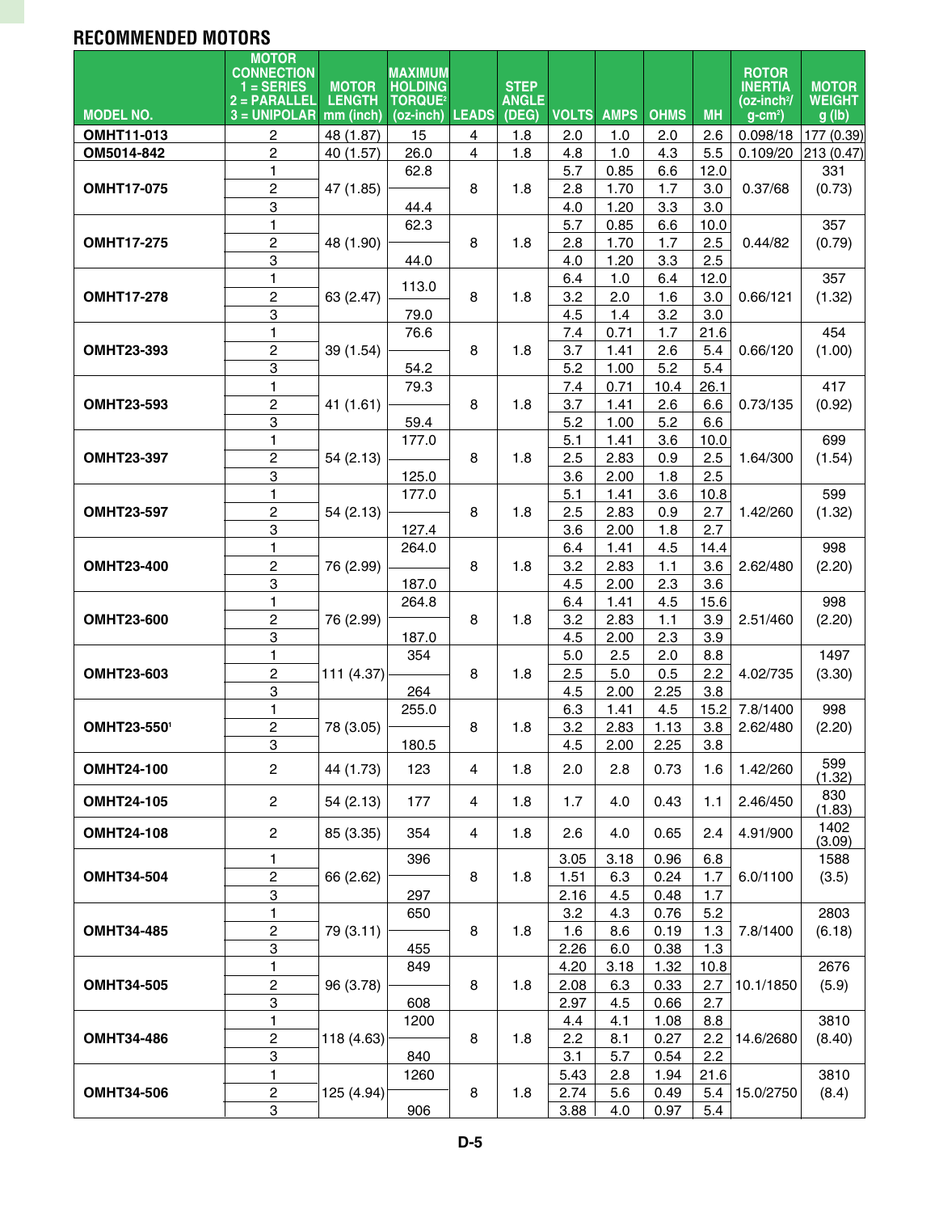## RECOMMENDED MOTORS

| MODEL NO. | MOTOR CONNECTION 1 = SERIES 2 = PARALLEL 3 = UNIPOLAR | MOTOR LENGTH mm (inch) | MAXIMUM HOLDING TORQUE[2] (oz-inch) | LEADS | STEP ANGLE (DEG) | VOLTS | AMPS | OHMS | MH | ROTOR INERTIA (oz-inch²/ g-cm²) | MOTOR WEIGHT g (lb) |
|---|---|---|---|---|---|---|---|---|---|---|---|
| OMHT11-013 | 2 | 48 (1.87) | 15 | 4 | 1.8 | 2.0 | 1.0 | 2.0 | 2.6 | 0.098/18 | 177 (0.39) |
| OM5014-842 | 2 | 40 (1.57) | 26.0 | 4 | 1.8 | 4.8 | 1.0 | 4.3 | 5.5 | 0.109/20 | 213 (0.47) |
| OMHT17-075 | 1 | 47 (1.85) | 62.8 | 8 | 1.8 | 5.7 | 0.85 | 6.6 | 12.0 | 0.37/68 | 331 (0.73) |
| | 2 | | | | | 2.8 | 1.70 | 1.7 | 3.0 | | |
| | 3 | | 44.4 | | | 4.0 | 1.20 | 3.3 | 3.0 | | |
| OMHT17-275 | 1 | 48 (1.90) | 62.3 | 8 | 1.8 | 5.7 | 0.85 | 6.6 | 10.0 | 0.44/82 | 357 (0.79) |
| | 2 | | | | | 2.8 | 1.70 | 1.7 | 2.5 | | |
| | 3 | | 44.0 | | | 4.0 | 1.20 | 3.3 | 2.5 | | |
| OMHT17-278 | 1 | 63 (2.47) | 113.0 | 8 | 1.8 | 6.4 | 1.0 | 6.4 | 12.0 | 0.66/121 | 357 (1.32) |
| | 2 | | | | | 3.2 | 2.0 | 1.6 | 3.0 | | |
| | 3 | | 79.0 | | | 4.5 | 1.4 | 3.2 | 3.0 | | |
| OMHT23-393 | 1 | 39 (1.54) | 76.6 | 8 | 1.8 | 7.4 | 0.71 | 1.7 | 21.6 | 0.66/120 | 454 (1.00) |
| | 2 | | | | | 3.7 | 1.41 | 2.6 | 5.4 | | |
| | 3 | | 54.2 | | | 5.2 | 1.00 | 5.2 | 5.4 | | |
| OMHT23-593 | 1 | 41 (1.61) | 79.3 | 8 | 1.8 | 7.4 | 0.71 | 10.4 | 26.1 | 0.73/135 | 417 (0.92) |
| | 2 | | | | | 3.7 | 1.41 | 2.6 | 6.6 | | |
| | 3 | | 59.4 | | | 5.2 | 1.00 | 5.2 | 6.6 | | |
| OMHT23-397 | 1 | 54 (2.13) | 177.0 | 8 | 1.8 | 5.1 | 1.41 | 3.6 | 10.0 | 1.64/300 | 699 (1.54) |
| | 2 | | | | | 2.5 | 2.83 | 0.9 | 2.5 | | |
| | 3 | | 125.0 | | | 3.6 | 2.00 | 1.8 | 2.5 | | |
| OMHT23-597 | 1 | 54 (2.13) | 177.0 | 8 | 1.8 | 5.1 | 1.41 | 3.6 | 10.8 | 1.42/260 | 599 (1.32) |
| | 2 | | | | | 2.5 | 2.83 | 0.9 | 2.7 | | |
| | 3 | | 127.4 | | | 3.6 | 2.00 | 1.8 | 2.7 | | |
| OMHT23-400 | 1 | 76 (2.99) | 264.0 | 8 | 1.8 | 6.4 | 1.41 | 4.5 | 14.4 | 2.62/480 | 998 (2.20) |
| | 2 | | | | | 3.2 | 2.83 | 1.1 | 3.6 | | |
| | 3 | | 187.0 | | | 4.5 | 2.00 | 2.3 | 3.6 | | |
| OMHT23-600 | 1 | 76 (2.99) | 264.8 | 8 | 1.8 | 6.4 | 1.41 | 4.5 | 15.6 | 2.51/460 | 998 (2.20) |
| | 2 | | | | | 3.2 | 2.83 | 1.1 | 3.9 | | |
| | 3 | | 187.0 | | | 4.5 | 2.00 | 2.3 | 3.9 | | |
| OMHT23-603 | 1 | 111 (4.37) | 354 | 8 | 1.8 | 5.0 | 2.5 | 2.0 | 8.8 | 4.02/735 | 1497 (3.30) |
| | 2 | | | | | 2.5 | 5.0 | 0.5 | 2.2 | | |
| | 3 | | 264 | | | 4.5 | 2.00 | 2.25 | 3.8 | | |
| OMHT23-550[1] | 1 | 78 (3.05) | 255.0 | 8 | 1.8 | 6.3 | 1.41 | 4.5 | 15.2 | 7.8/1400 2.62/480 | 998 (2.20) |
| | 2 | | | | | 3.2 | 2.83 | 1.13 | 3.8 | | |
| | 3 | | 180.5 | | | 4.5 | 2.00 | 2.25 | 3.8 | | |
| OMHT24-100 | 2 | 44 (1.73) | 123 | 4 | 1.8 | 2.0 | 2.8 | 0.73 | 1.6 | 1.42/260 | 599 (1.32) |
| OMHT24-105 | 2 | 54 (2.13) | 177 | 4 | 1.8 | 1.7 | 4.0 | 0.43 | 1.1 | 2.46/450 | 830 (1.83) |
| OMHT24-108 | 2 | 85 (3.35) | 354 | 4 | 1.8 | 2.6 | 4.0 | 0.65 | 2.4 | 4.91/900 | 1402 (3.09) |
| OMHT34-504 | 1 | 66 (2.62) | 396 | 8 | 1.8 | 3.05 | 3.18 | 0.96 | 6.8 | 6.0/1100 | 1588 (3.5) |
| | 2 | | | | | 1.51 | 6.3 | 0.24 | 1.7 | | |
| | 3 | | 297 | | | 2.16 | 4.5 | 0.48 | 1.7 | | |
| OMHT34-485 | 1 | 79 (3.11) | 650 | 8 | 1.8 | 3.2 | 4.3 | 0.76 | 5.2 | 7.8/1400 | 2803 (6.18) |
| | 2 | | | | | 1.6 | 8.6 | 0.19 | 1.3 | | |
| | 3 | | 455 | | | 2.26 | 6.0 | 0.38 | 1.3 | | |
| OMHT34-505 | 1 | 96 (3.78) | 849 | 8 | 1.8 | 4.20 | 3.18 | 1.32 | 10.8 | 10.1/1850 | 2676 (5.9) |
| | 2 | | | | | 2.08 | 6.3 | 0.33 | 2.7 | | |
| | 3 | | 608 | | | 2.97 | 4.5 | 0.66 | 2.7 | | |
| OMHT34-486 | 1 | 118 (4.63) | 1200 | 8 | 1.8 | 4.4 | 4.1 | 1.08 | 8.8 | 14.6/2680 | 3810 (8.40) |
| | 2 | | | | | 2.2 | 8.1 | 0.27 | 2.2 | | |
| | 3 | | 840 | | | 3.1 | 5.7 | 0.54 | 2.2 | | |
| OMHT34-506 | 1 | 125 (4.94) | 1260 | 8 | 1.8 | 5.43 | 2.8 | 1.94 | 21.6 | 15.0/2750 | 3810 (8.4) |
| | 2 | | | | | 2.74 | 5.6 | 0.49 | 5.4 | | |
| | 3 | | 906 | | | 3.88 | 4.0 | 0.97 | 5.4 | | |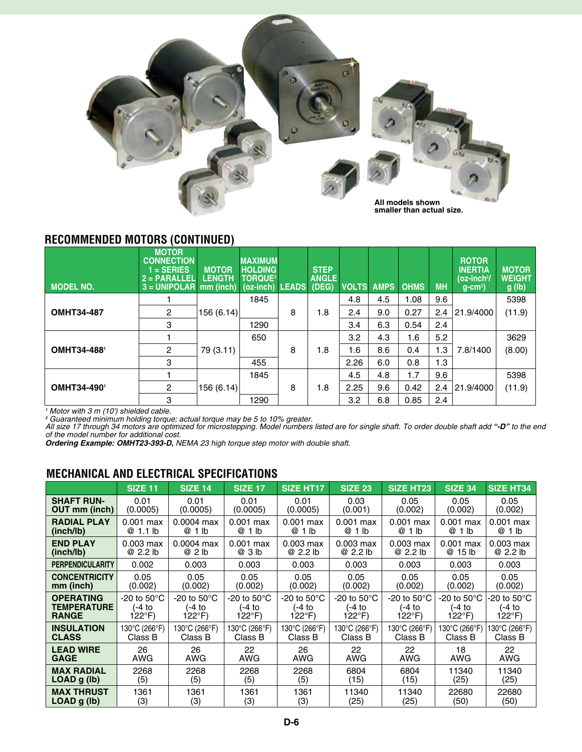All models shown smaller than actual size.

## RECOMMENDED MOTORS (CONTINUED)

| MODEL NO. | MOTOR CONNECTION 1 = SERIES 2 = PARALLEL 3 = UNIPOLAR | MOTOR LENGTH mm (inch) | MAXIMUM HOLDING TORQUE[2] (oz-inch) | LEADS | STEP ANGLE (DEG) | VOLTS | AMPS | OHMS | MH | ROTOR INERTIA (oz-inch²/ g-cm²) | MOTOR WEIGHT g (lb) |
|---|---|---|---|---|---|---|---|---|---|---|---|
| **OMHT34-487** | 1 | 156 (6.14) | 1845 | 8 | 1.8 | 4.8 | 4.5 | 1.08 | 9.6 | 21.9/4000 | 5398 (11.9) |
| | 2 | | | | | 2.4 | 9.0 | 0.27 | 2.4 | | |
| | 3 | | 1290 | | | 3.4 | 6.3 | 0.54 | 2.4 | | |
| **OMHT34-488**[1] | 1 | 79 (3.11) | 650 | 8 | 1.8 | 3.2 | 4.3 | 1.6 | 5.2 | 7.8/1400 | 3629 (8.00) |
| | 2 | | | | | 1.6 | 8.6 | 0.4 | 1.3 | | |
| | 3 | | 455 | | | 2.26 | 6.0 | 0.8 | 1.3 | | |
| **OMHT34-490**[1] | 1 | 156 (6.14) | 1845 | 8 | 1.8 | 4.5 | 4.8 | 1.7 | 9.6 | 21.9/4000 | 5398 (11.9) |
| | 2 | | | | | 2.25 | 9.6 | 0.42 | 2.4 | | |
| | 3 | | 1290 | | | 3.2 | 6.8 | 0.85 | 2.4 | | |

*[1] Motor with 3 m (10') shielded cable.*
*[2] Guaranteed minimum holding torque; actual torque may be 5 to 10% greater.*
*All size 17 through 34 motors are optimized for microstepping. Model numbers listed are for single shaft. To order double shaft add **"-D"** to the end of the model number for additional cost.*
***Ordering Example: OMHT23-393-D,** NEMA 23 high torque step motor with double shaft.*

## MECHANICAL AND ELECTRICAL SPECIFICATIONS

| | SIZE 11 | SIZE 14 | SIZE 17 | SIZE HT17 | SIZE 23 | SIZE HT23 | SIZE 34 | SIZE HT34 |
|---|---|---|---|---|---|---|---|---|
| **SHAFT RUN-OUT mm (inch)** | 0.01 (0.0005) | 0.01 (0.0005) | 0.01 (0.0005) | 0.01 (0.0005) | 0.03 (0.001) | 0.05 (0.002) | 0.05 (0.002) | 0.05 (0.002) |
| **RADIAL PLAY (inch/lb)** | 0.001 max @ 1.1 lb | 0.0004 max @ 1 lb | 0.001 max @ 1 lb | 0.001 max @ 1 lb | 0.001 max @ 1 lb | 0.001 max @ 1 lb | 0.001 max @ 1 lb | 0.001 max @ 1 lb |
| **END PLAY (inch/lb)** | 0.003 max @ 2.2 lb | 0.0004 max @ 2 lb | 0.001 max @ 3 lb | 0.003 max @ 2.2 lb | 0.003 max @ 2.2 lb | 0.003 max @ 2.2 lb | 0.001 max @ 15 lb | 0.003 max @ 2.2 lb |
| **PERPENDICULARITY** | 0.002 | 0.003 | 0.003 | 0.003 | 0.003 | 0.003 | 0.003 | 0.003 |
| **CONCENTRICITY mm (inch)** | 0.05 (0.002) | 0.05 (0.002) | 0.05 (0.002) | 0.05 (0.002) | 0.05 (0.002) | 0.05 (0.002) | 0.05 (0.002) | 0.05 (0.002) |
| **OPERATING TEMPERATURE RANGE** | -20 to 50°C (-4 to 122°F) | -20 to 50°C (-4 to 122°F) | -20 to 50°C (-4 to 122°F) | -20 to 50°C (-4 to 122°F) | -20 to 50°C (-4 to 122°F) | -20 to 50°C (-4 to 122°F) | -20 to 50°C (-4 to 122°F) | -20 to 50°C (-4 to 122°F) |
| **INSULATION CLASS** | 130°C (266°F) Class B | 130°C (266°F) Class B | 130°C (266°F) Class B | 130°C (266°F) Class B | 130°C (266°F) Class B | 130°C (266°F) Class B | 130°C (266°F) Class B | 130°C (266°F) Class B |
| **LEAD WIRE GAGE** | 26 AWG | 26 AWG | 22 AWG | 26 AWG | 22 AWG | 22 AWG | 18 AWG | 22 AWG |
| **MAX RADIAL LOAD g (lb)** | 2268 (5) | 2268 (5) | 2268 (5) | 2268 (5) | 6804 (15) | 6804 (15) | 11340 (25) | 11340 (25) |
| **MAX THRUST LOAD g (lb)** | 1361 (3) | 1361 (3) | 1361 (3) | 1361 (3) | 11340 (25) | 11340 (25) | 22680 (50) | 22680 (50) |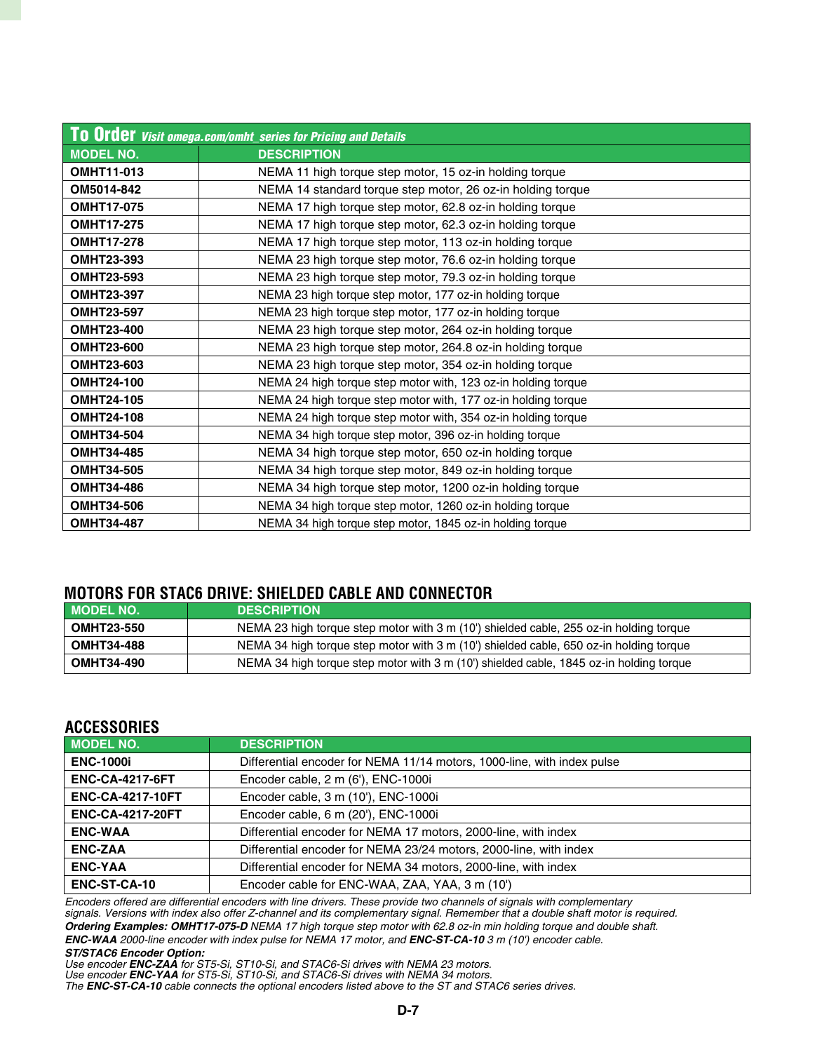## To Order *Visit omega.com/omht_series for Pricing and Details*

| MODEL NO. | DESCRIPTION |
|---|---|
| **OMHT11-013** | NEMA 11 high torque step motor, 15 oz-in holding torque |
| **OM5014-842** | NEMA 14 standard torque step motor, 26 oz-in holding torque |
| **OMHT17-075** | NEMA 17 high torque step motor, 62.8 oz-in holding torque |
| **OMHT17-275** | NEMA 17 high torque step motor, 62.3 oz-in holding torque |
| **OMHT17-278** | NEMA 17 high torque step motor, 113 oz-in holding torque |
| **OMHT23-393** | NEMA 23 high torque step motor, 76.6 oz-in holding torque |
| **OMHT23-593** | NEMA 23 high torque step motor, 79.3 oz-in holding torque |
| **OMHT23-397** | NEMA 23 high torque step motor, 177 oz-in holding torque |
| **OMHT23-597** | NEMA 23 high torque step motor, 177 oz-in holding torque |
| **OMHT23-400** | NEMA 23 high torque step motor, 264 oz-in holding torque |
| **OMHT23-600** | NEMA 23 high torque step motor, 264.8 oz-in holding torque |
| **OMHT23-603** | NEMA 23 high torque step motor, 354 oz-in holding torque |
| **OMHT24-100** | NEMA 24 high torque step motor with, 123 oz-in holding torque |
| **OMHT24-105** | NEMA 24 high torque step motor with, 177 oz-in holding torque |
| **OMHT24-108** | NEMA 24 high torque step motor with, 354 oz-in holding torque |
| **OMHT34-504** | NEMA 34 high torque step motor, 396 oz-in holding torque |
| **OMHT34-485** | NEMA 34 high torque step motor, 650 oz-in holding torque |
| **OMHT34-505** | NEMA 34 high torque step motor, 849 oz-in holding torque |
| **OMHT34-486** | NEMA 34 high torque step motor, 1200 oz-in holding torque |
| **OMHT34-506** | NEMA 34 high torque step motor, 1260 oz-in holding torque |
| **OMHT34-487** | NEMA 34 high torque step motor, 1845 oz-in holding torque |

## MOTORS FOR STAC6 DRIVE: SHIELDED CABLE AND CONNECTOR

| MODEL NO. | DESCRIPTION |
|---|---|
| **OMHT23-550** | NEMA 23 high torque step motor with 3 m (10') shielded cable, 255 oz-in holding torque |
| **OMHT34-488** | NEMA 34 high torque step motor with 3 m (10') shielded cable, 650 oz-in holding torque |
| **OMHT34-490** | NEMA 34 high torque step motor with 3 m (10') shielded cable, 1845 oz-in holding torque |

## ACCESSORIES

| MODEL NO. | DESCRIPTION |
|---|---|
| **ENC-1000i** | Differential encoder for NEMA 11/14 motors, 1000-line, with index pulse |
| **ENC-CA-4217-6FT** | Encoder cable, 2 m (6'), ENC-1000i |
| **ENC-CA-4217-10FT** | Encoder cable, 3 m (10'), ENC-1000i |
| **ENC-CA-4217-20FT** | Encoder cable, 6 m (20'), ENC-1000i |
| **ENC-WAA** | Differential encoder for NEMA 17 motors, 2000-line, with index |
| **ENC-ZAA** | Differential encoder for NEMA 23/24 motors, 2000-line, with index |
| **ENC-YAA** | Differential encoder for NEMA 34 motors, 2000-line, with index |
| **ENC-ST-CA-10** | Encoder cable for ENC-WAA, ZAA, YAA, 3 m (10') |

*Encoders offered are differential encoders with line drivers. These provide two channels of signals with complementary signals. Versions with index also offer Z-channel and its complementary signal. Remember that a double shaft motor is required.*

***Ordering Examples: OMHT17-075-D*** *NEMA 17 high torque step motor with 62.8 oz-in min holding torque and double shaft.*

***ENC-WAA*** *2000-line encoder with index pulse for NEMA 17 motor, and* ***ENC-ST-CA-10*** *3 m (10') encoder cable.*

***ST/STAC6 Encoder Option:***

*Use encoder* ***ENC-ZAA*** *for ST5-Si, ST10-Si, and STAC6-Si drives with NEMA 23 motors.*

*Use encoder* ***ENC-YAA*** *for ST5-Si, ST10-Si, and STAC6-Si drives with NEMA 34 motors.*

*The* ***ENC-ST-CA-10*** *cable connects the optional encoders listed above to the ST and STAC6 series drives.*